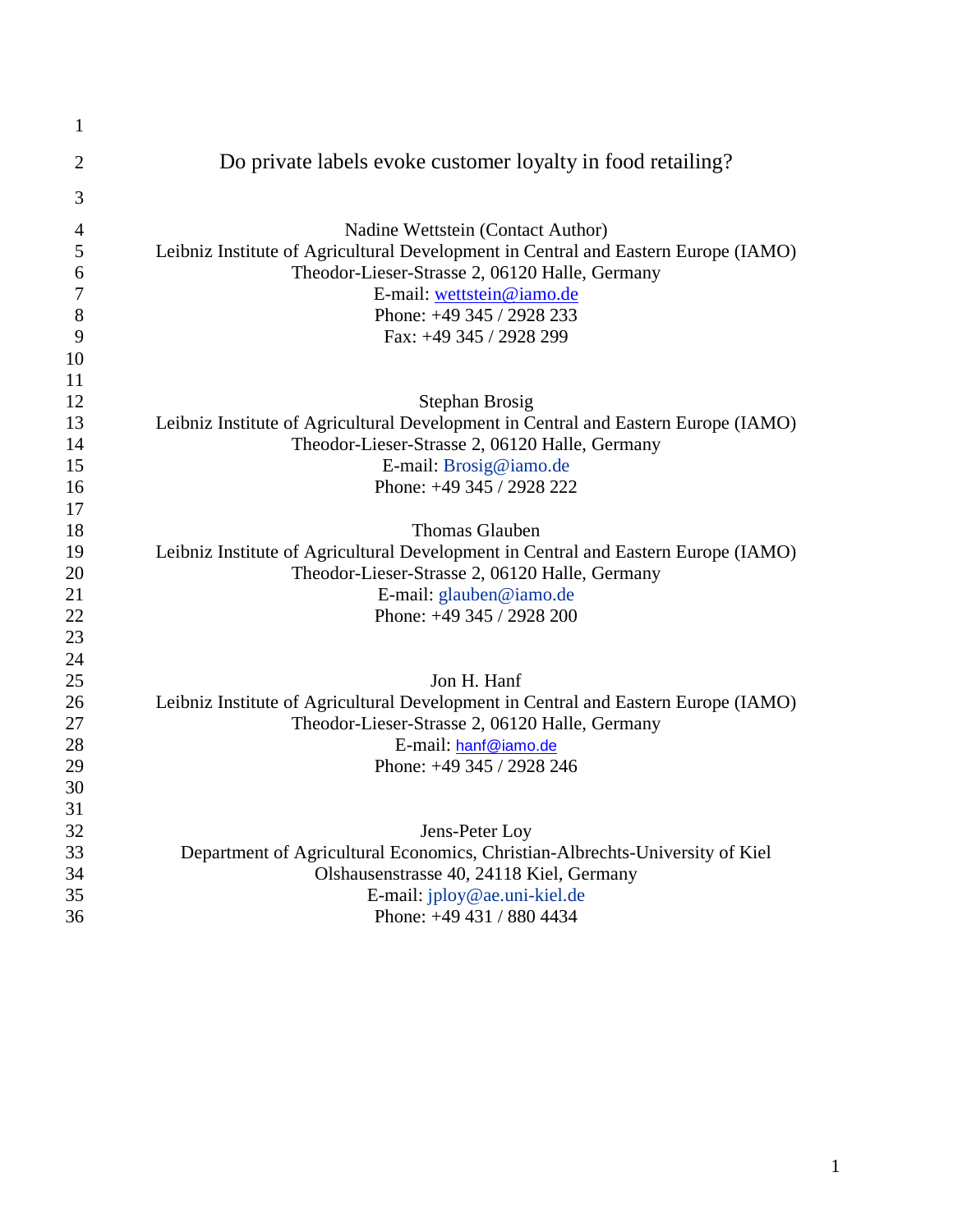# Do private labels evoke customer loyalty in food retailing?

Nadine Wettstein (Contact Author)
Leibniz Institute of Agricultural Development in Central and Eastern Europe (IAMO)
Theodor-Lieser-Strasse 2, 06120 Halle, Germany
E-mail: wettstein@iamo.de
Phone: +49 345 / 2928 233
Fax: +49 345 / 2928 299

Stephan Brosig
Leibniz Institute of Agricultural Development in Central and Eastern Europe (IAMO)
Theodor-Lieser-Strasse 2, 06120 Halle, Germany
E-mail: Brosig@iamo.de
Phone: +49 345 / 2928 222

Thomas Glauben
Leibniz Institute of Agricultural Development in Central and Eastern Europe (IAMO)
Theodor-Lieser-Strasse 2, 06120 Halle, Germany
E-mail: glauben@iamo.de
Phone: +49 345 / 2928 200

Jon H. Hanf
Leibniz Institute of Agricultural Development in Central and Eastern Europe (IAMO)
Theodor-Lieser-Strasse 2, 06120 Halle, Germany
E-mail: hanf@iamo.de
Phone: +49 345 / 2928 246

Jens-Peter Loy
Department of Agricultural Economics, Christian-Albrechts-University of Kiel
Olshausenstrasse 40, 24118 Kiel, Germany
E-mail: jploy@ae.uni-kiel.de
Phone: +49 431 / 880 4434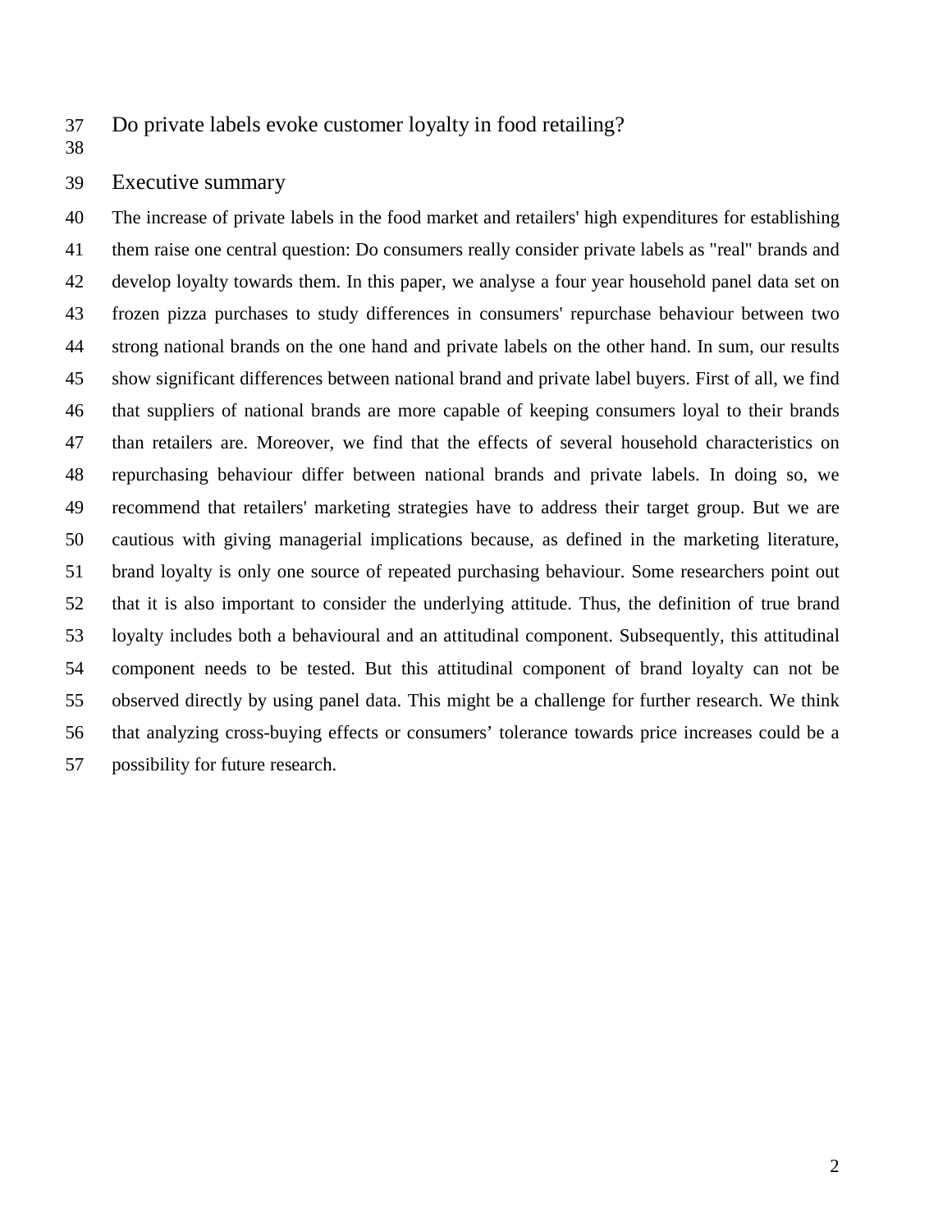# Do private labels evoke customer loyalty in food retailing?

## Executive summary

The increase of private labels in the food market and retailers' high expenditures for establishing them raise one central question: Do consumers really consider private labels as "real" brands and develop loyalty towards them. In this paper, we analyse a four year household panel data set on frozen pizza purchases to study differences in consumers' repurchase behaviour between two strong national brands on the one hand and private labels on the other hand. In sum, our results show significant differences between national brand and private label buyers. First of all, we find that suppliers of national brands are more capable of keeping consumers loyal to their brands than retailers are. Moreover, we find that the effects of several household characteristics on repurchasing behaviour differ between national brands and private labels. In doing so, we recommend that retailers' marketing strategies have to address their target group. But we are cautious with giving managerial implications because, as defined in the marketing literature, brand loyalty is only one source of repeated purchasing behaviour. Some researchers point out that it is also important to consider the underlying attitude. Thus, the definition of true brand loyalty includes both a behavioural and an attitudinal component. Subsequently, this attitudinal component needs to be tested. But this attitudinal component of brand loyalty can not be observed directly by using panel data. This might be a challenge for further research. We think that analyzing cross-buying effects or consumers’ tolerance towards price increases could be a possibility for future research.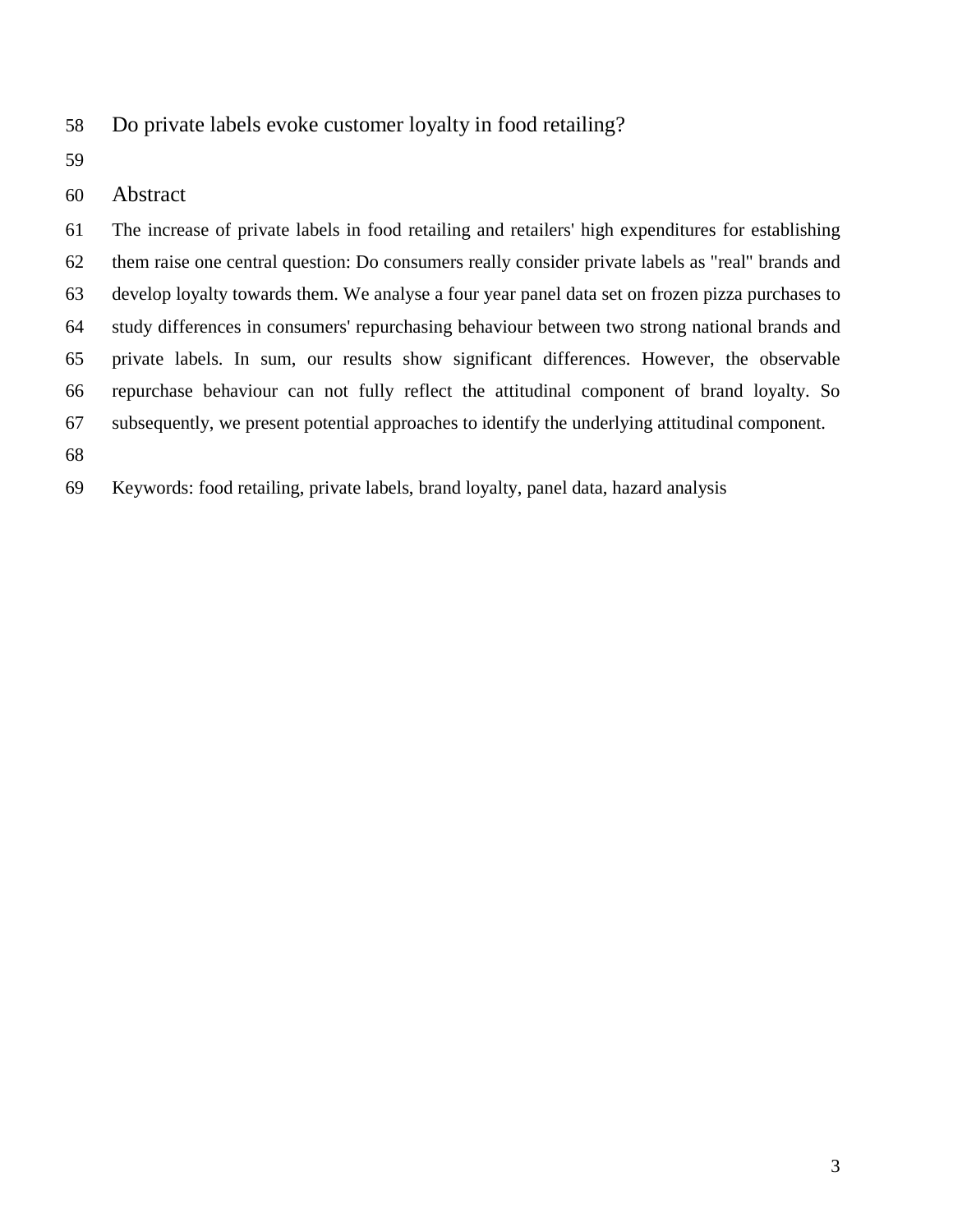# Do private labels evoke customer loyalty in food retailing?

## Abstract

The increase of private labels in food retailing and retailers' high expenditures for establishing them raise one central question: Do consumers really consider private labels as "real" brands and develop loyalty towards them. We analyse a four year panel data set on frozen pizza purchases to study differences in consumers' repurchasing behaviour between two strong national brands and private labels. In sum, our results show significant differences. However, the observable repurchase behaviour can not fully reflect the attitudinal component of brand loyalty. So subsequently, we present potential approaches to identify the underlying attitudinal component.

Keywords: food retailing, private labels, brand loyalty, panel data, hazard analysis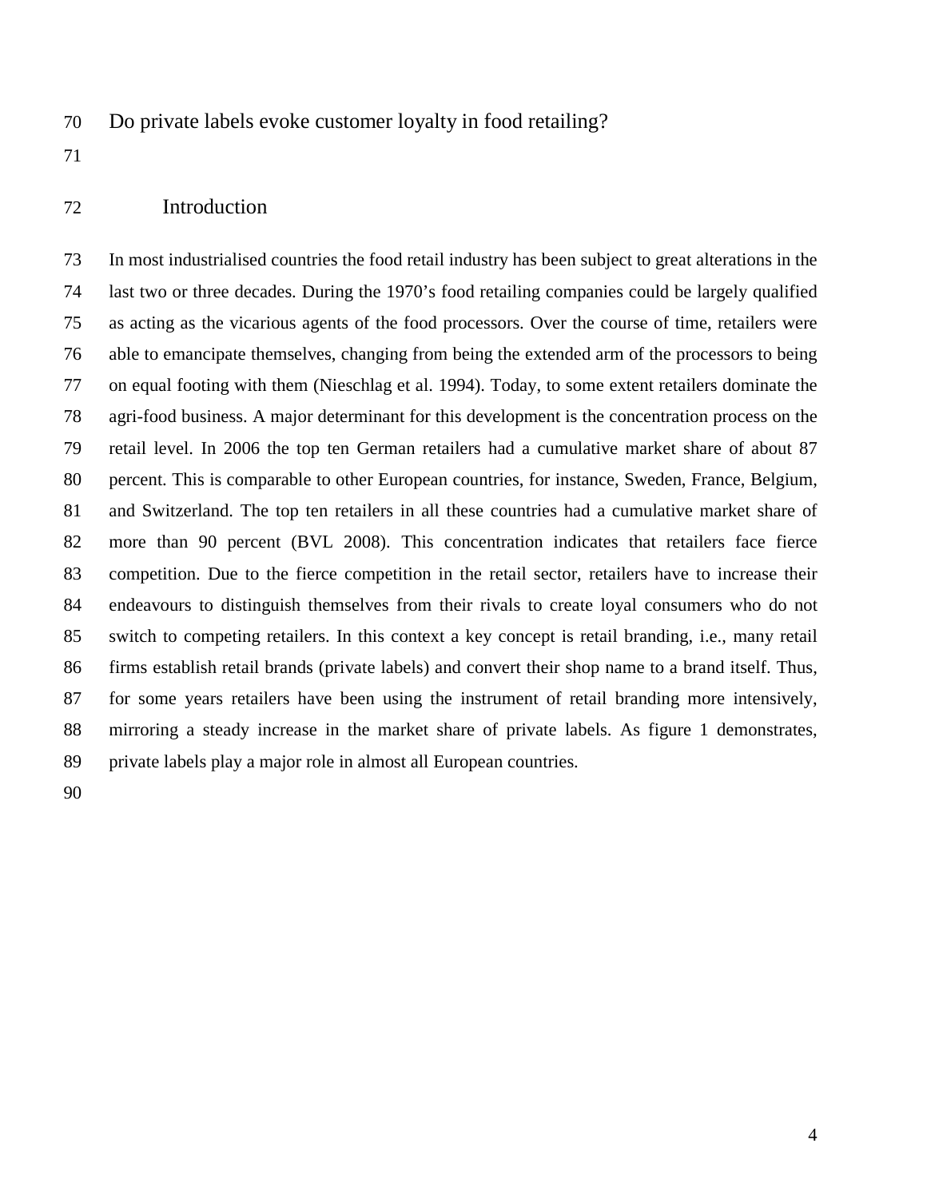# Do private labels evoke customer loyalty in food retailing?

## Introduction

In most industrialised countries the food retail industry has been subject to great alterations in the last two or three decades. During the 1970's food retailing companies could be largely qualified as acting as the vicarious agents of the food processors. Over the course of time, retailers were able to emancipate themselves, changing from being the extended arm of the processors to being on equal footing with them (Nieschlag et al. 1994). Today, to some extent retailers dominate the agri-food business. A major determinant for this development is the concentration process on the retail level. In 2006 the top ten German retailers had a cumulative market share of about 87 percent. This is comparable to other European countries, for instance, Sweden, France, Belgium, and Switzerland. The top ten retailers in all these countries had a cumulative market share of more than 90 percent (BVL 2008). This concentration indicates that retailers face fierce competition. Due to the fierce competition in the retail sector, retailers have to increase their endeavours to distinguish themselves from their rivals to create loyal consumers who do not switch to competing retailers. In this context a key concept is retail branding, i.e., many retail firms establish retail brands (private labels) and convert their shop name to a brand itself. Thus, for some years retailers have been using the instrument of retail branding more intensively, mirroring a steady increase in the market share of private labels. As figure 1 demonstrates, private labels play a major role in almost all European countries.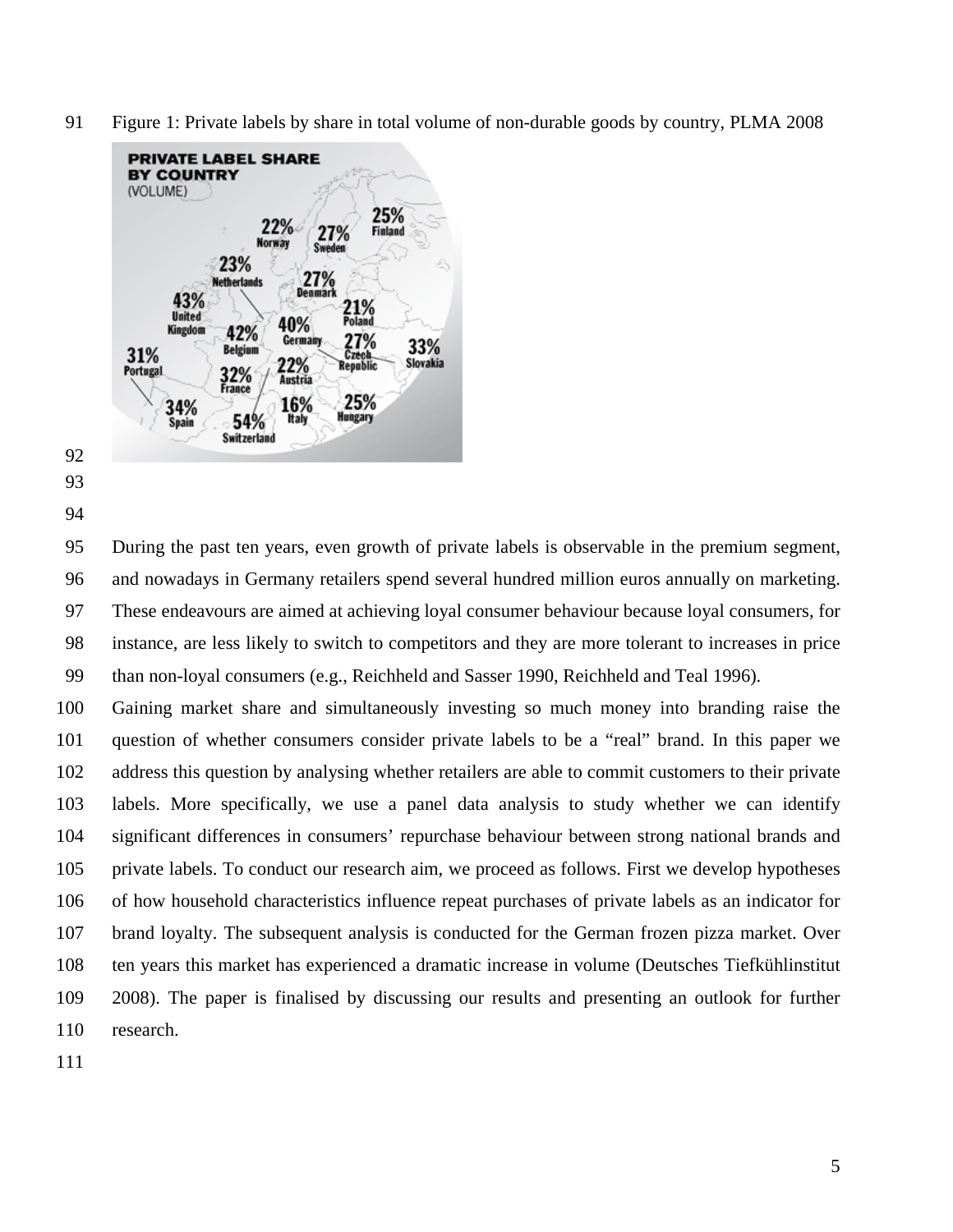Figure 1: Private labels by share in total volume of non-durable goods by country, PLMA 2008

During the past ten years, even growth of private labels is observable in the premium segment, and nowadays in Germany retailers spend several hundred million euros annually on marketing. These endeavours are aimed at achieving loyal consumer behaviour because loyal consumers, for instance, are less likely to switch to competitors and they are more tolerant to increases in price than non-loyal consumers (e.g., Reichheld and Sasser 1990, Reichheld and Teal 1996).

Gaining market share and simultaneously investing so much money into branding raise the question of whether consumers consider private labels to be a "real" brand. In this paper we address this question by analysing whether retailers are able to commit customers to their private labels. More specifically, we use a panel data analysis to study whether we can identify significant differences in consumers' repurchase behaviour between strong national brands and private labels. To conduct our research aim, we proceed as follows. First we develop hypotheses of how household characteristics influence repeat purchases of private labels as an indicator for brand loyalty. The subsequent analysis is conducted for the German frozen pizza market. Over ten years this market has experienced a dramatic increase in volume (Deutsches Tiefkühlinstitut 2008). The paper is finalised by discussing our results and presenting an outlook for further research.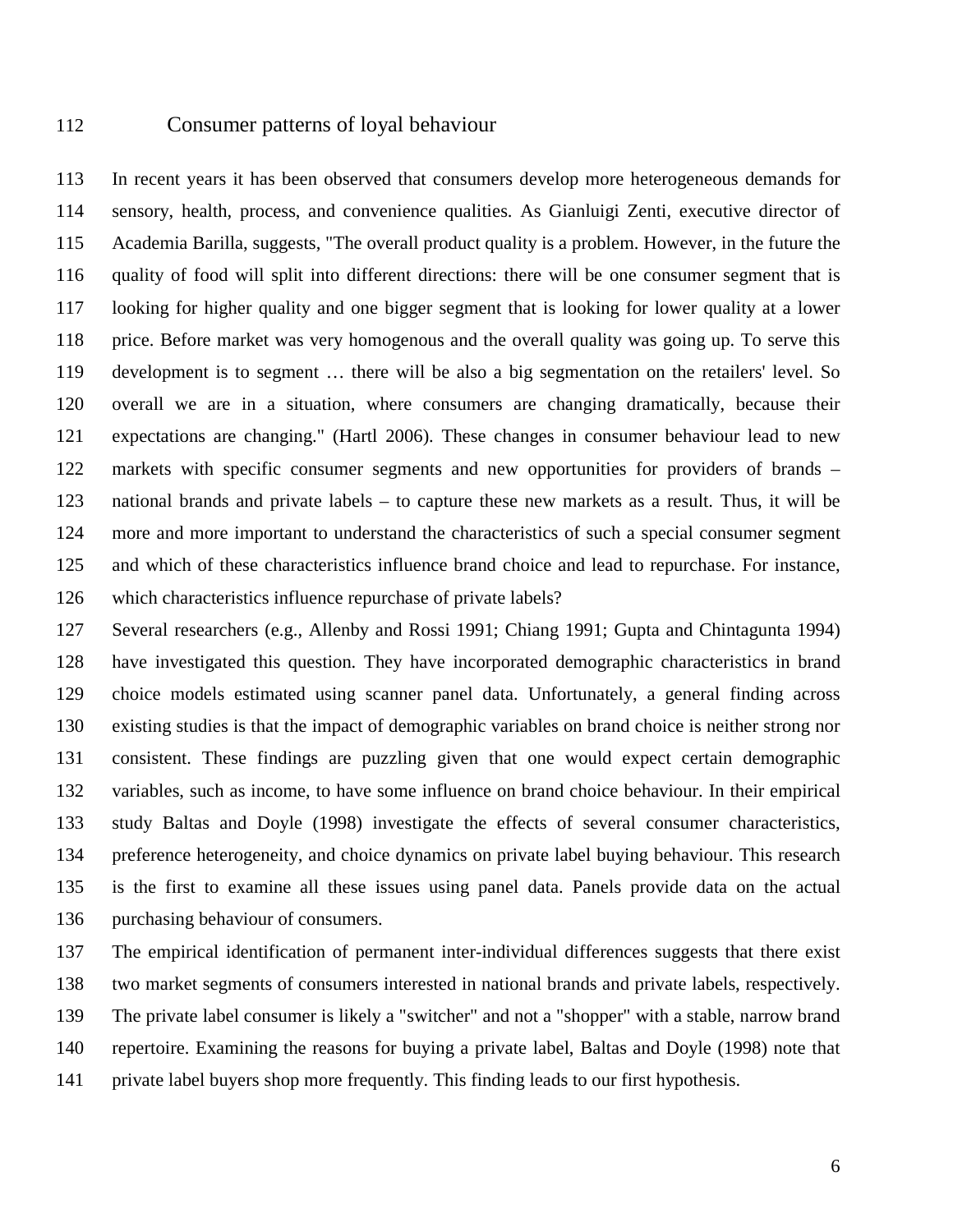## Consumer patterns of loyal behaviour

In recent years it has been observed that consumers develop more heterogeneous demands for sensory, health, process, and convenience qualities. As Gianluigi Zenti, executive director of Academia Barilla, suggests, "The overall product quality is a problem. However, in the future the quality of food will split into different directions: there will be one consumer segment that is looking for higher quality and one bigger segment that is looking for lower quality at a lower price. Before market was very homogenous and the overall quality was going up. To serve this development is to segment … there will be also a big segmentation on the retailers' level. So overall we are in a situation, where consumers are changing dramatically, because their expectations are changing." (Hartl 2006). These changes in consumer behaviour lead to new markets with specific consumer segments and new opportunities for providers of brands – national brands and private labels – to capture these new markets as a result. Thus, it will be more and more important to understand the characteristics of such a special consumer segment and which of these characteristics influence brand choice and lead to repurchase. For instance, which characteristics influence repurchase of private labels?

Several researchers (e.g., Allenby and Rossi 1991; Chiang 1991; Gupta and Chintagunta 1994) have investigated this question. They have incorporated demographic characteristics in brand choice models estimated using scanner panel data. Unfortunately, a general finding across existing studies is that the impact of demographic variables on brand choice is neither strong nor consistent. These findings are puzzling given that one would expect certain demographic variables, such as income, to have some influence on brand choice behaviour. In their empirical study Baltas and Doyle (1998) investigate the effects of several consumer characteristics, preference heterogeneity, and choice dynamics on private label buying behaviour. This research is the first to examine all these issues using panel data. Panels provide data on the actual purchasing behaviour of consumers.

The empirical identification of permanent inter-individual differences suggests that there exist two market segments of consumers interested in national brands and private labels, respectively. The private label consumer is likely a "switcher" and not a "shopper" with a stable, narrow brand repertoire. Examining the reasons for buying a private label, Baltas and Doyle (1998) note that private label buyers shop more frequently. This finding leads to our first hypothesis.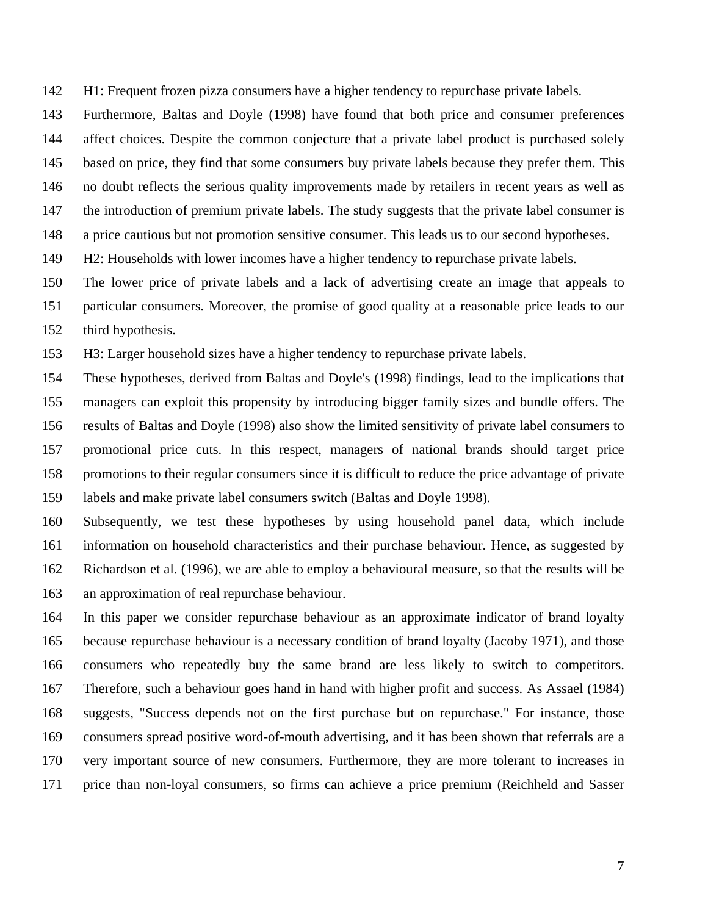H1: Frequent frozen pizza consumers have a higher tendency to repurchase private labels.

Furthermore, Baltas and Doyle (1998) have found that both price and consumer preferences affect choices. Despite the common conjecture that a private label product is purchased solely based on price, they find that some consumers buy private labels because they prefer them. This no doubt reflects the serious quality improvements made by retailers in recent years as well as the introduction of premium private labels. The study suggests that the private label consumer is a price cautious but not promotion sensitive consumer. This leads us to our second hypotheses.

H2: Households with lower incomes have a higher tendency to repurchase private labels.

The lower price of private labels and a lack of advertising create an image that appeals to particular consumers. Moreover, the promise of good quality at a reasonable price leads to our third hypothesis.

H3: Larger household sizes have a higher tendency to repurchase private labels.

These hypotheses, derived from Baltas and Doyle's (1998) findings, lead to the implications that managers can exploit this propensity by introducing bigger family sizes and bundle offers. The results of Baltas and Doyle (1998) also show the limited sensitivity of private label consumers to promotional price cuts. In this respect, managers of national brands should target price promotions to their regular consumers since it is difficult to reduce the price advantage of private labels and make private label consumers switch (Baltas and Doyle 1998).

Subsequently, we test these hypotheses by using household panel data, which include information on household characteristics and their purchase behaviour. Hence, as suggested by Richardson et al. (1996), we are able to employ a behavioural measure, so that the results will be an approximation of real repurchase behaviour.

In this paper we consider repurchase behaviour as an approximate indicator of brand loyalty because repurchase behaviour is a necessary condition of brand loyalty (Jacoby 1971), and those consumers who repeatedly buy the same brand are less likely to switch to competitors. Therefore, such a behaviour goes hand in hand with higher profit and success. As Assael (1984) suggests, "Success depends not on the first purchase but on repurchase." For instance, those consumers spread positive word-of-mouth advertising, and it has been shown that referrals are a very important source of new consumers. Furthermore, they are more tolerant to increases in price than non-loyal consumers, so firms can achieve a price premium (Reichheld and Sasser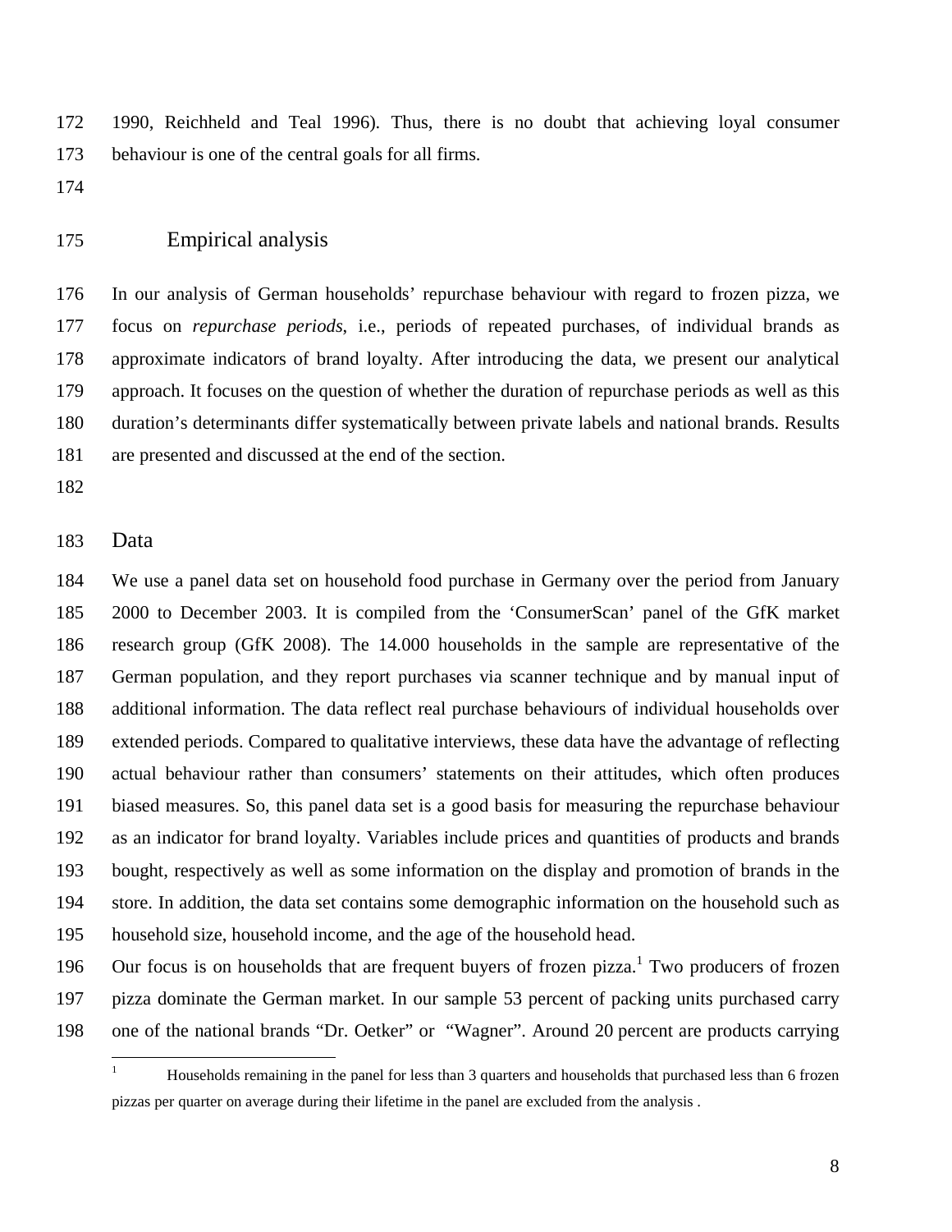1990, Reichheld and Teal 1996). Thus, there is no doubt that achieving loyal consumer behaviour is one of the central goals for all firms.

## Empirical analysis

In our analysis of German households' repurchase behaviour with regard to frozen pizza, we focus on *repurchase periods*, i.e., periods of repeated purchases, of individual brands as approximate indicators of brand loyalty. After introducing the data, we present our analytical approach. It focuses on the question of whether the duration of repurchase periods as well as this duration's determinants differ systematically between private labels and national brands. Results are presented and discussed at the end of the section.

### Data

We use a panel data set on household food purchase in Germany over the period from January 2000 to December 2003. It is compiled from the 'ConsumerScan' panel of the GfK market research group (GfK 2008). The 14.000 households in the sample are representative of the German population, and they report purchases via scanner technique and by manual input of additional information. The data reflect real purchase behaviours of individual households over extended periods. Compared to qualitative interviews, these data have the advantage of reflecting actual behaviour rather than consumers' statements on their attitudes, which often produces biased measures. So, this panel data set is a good basis for measuring the repurchase behaviour as an indicator for brand loyalty. Variables include prices and quantities of products and brands bought, respectively as well as some information on the display and promotion of brands in the store. In addition, the data set contains some demographic information on the household such as household size, household income, and the age of the household head.

Our focus is on households that are frequent buyers of frozen pizza.[1] Two producers of frozen pizza dominate the German market. In our sample 53 percent of packing units purchased carry one of the national brands "Dr. Oetker" or "Wagner". Around 20 percent are products carrying

[1] Households remaining in the panel for less than 3 quarters and households that purchased less than 6 frozen pizzas per quarter on average during their lifetime in the panel are excluded from the analysis .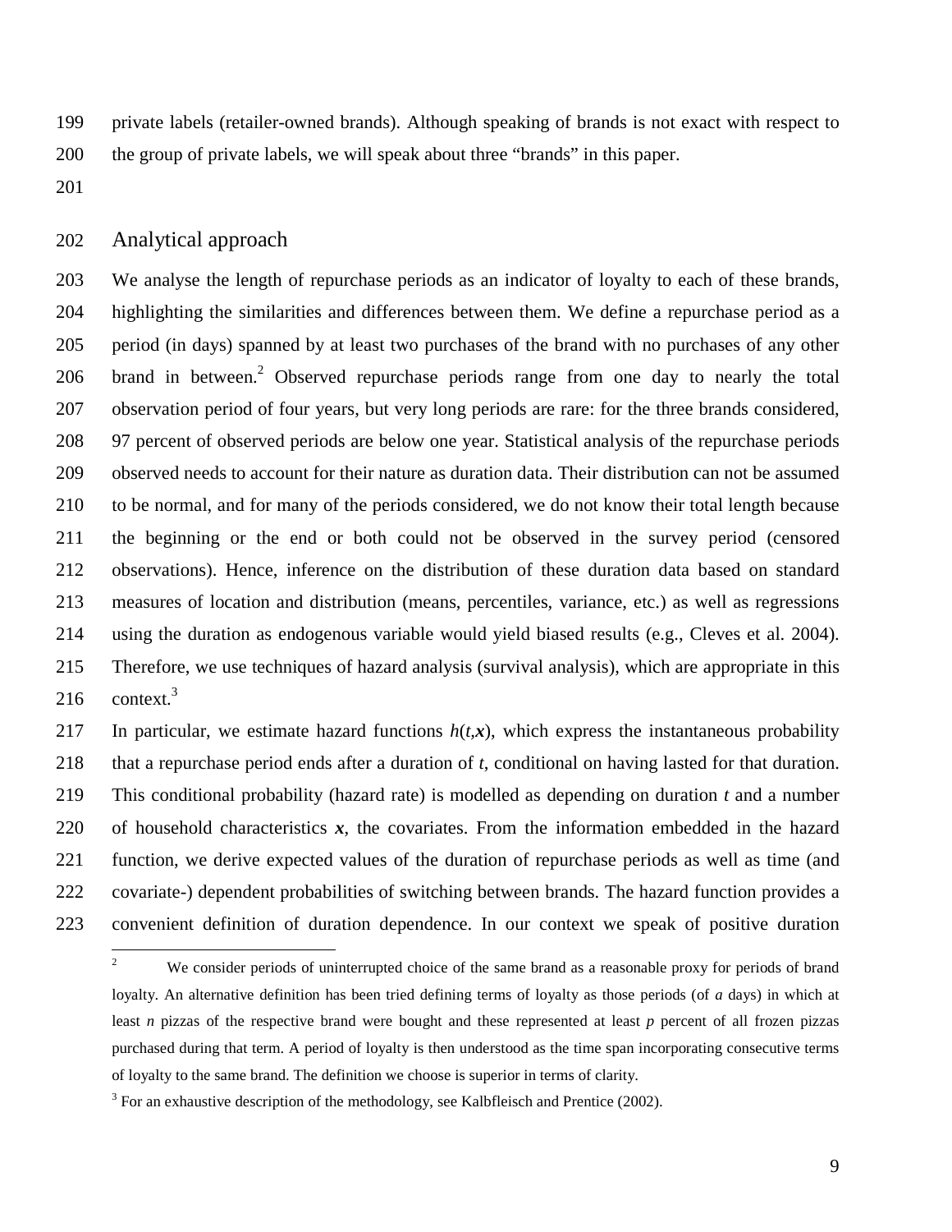private labels (retailer-owned brands). Although speaking of brands is not exact with respect to the group of private labels, we will speak about three "brands" in this paper.

## Analytical approach

We analyse the length of repurchase periods as an indicator of loyalty to each of these brands, highlighting the similarities and differences between them. We define a repurchase period as a period (in days) spanned by at least two purchases of the brand with no purchases of any other brand in between.[2] Observed repurchase periods range from one day to nearly the total observation period of four years, but very long periods are rare: for the three brands considered, 97 percent of observed periods are below one year. Statistical analysis of the repurchase periods observed needs to account for their nature as duration data. Their distribution can not be assumed to be normal, and for many of the periods considered, we do not know their total length because the beginning or the end or both could not be observed in the survey period (censored observations). Hence, inference on the distribution of these duration data based on standard measures of location and distribution (means, percentiles, variance, etc.) as well as regressions using the duration as endogenous variable would yield biased results (e.g., Cleves et al. 2004). Therefore, we use techniques of hazard analysis (survival analysis), which are appropriate in this context.[3]

In particular, we estimate hazard functions $h(t,\boldsymbol{x})$, which express the instantaneous probability that a repurchase period ends after a duration of $t$, conditional on having lasted for that duration. This conditional probability (hazard rate) is modelled as depending on duration $t$ and a number of household characteristics $\boldsymbol{x}$, the covariates. From the information embedded in the hazard function, we derive expected values of the duration of repurchase periods as well as time (and covariate-) dependent probabilities of switching between brands. The hazard function provides a convenient definition of duration dependence. In our context we speak of positive duration

[2] We consider periods of uninterrupted choice of the same brand as a reasonable proxy for periods of brand loyalty. An alternative definition has been tried defining terms of loyalty as those periods (of *a* days) in which at least *n* pizzas of the respective brand were bought and these represented at least *p* percent of all frozen pizzas purchased during that term. A period of loyalty is then understood as the time span incorporating consecutive terms of loyalty to the same brand. The definition we choose is superior in terms of clarity.

[3] For an exhaustive description of the methodology, see Kalbfleisch and Prentice (2002).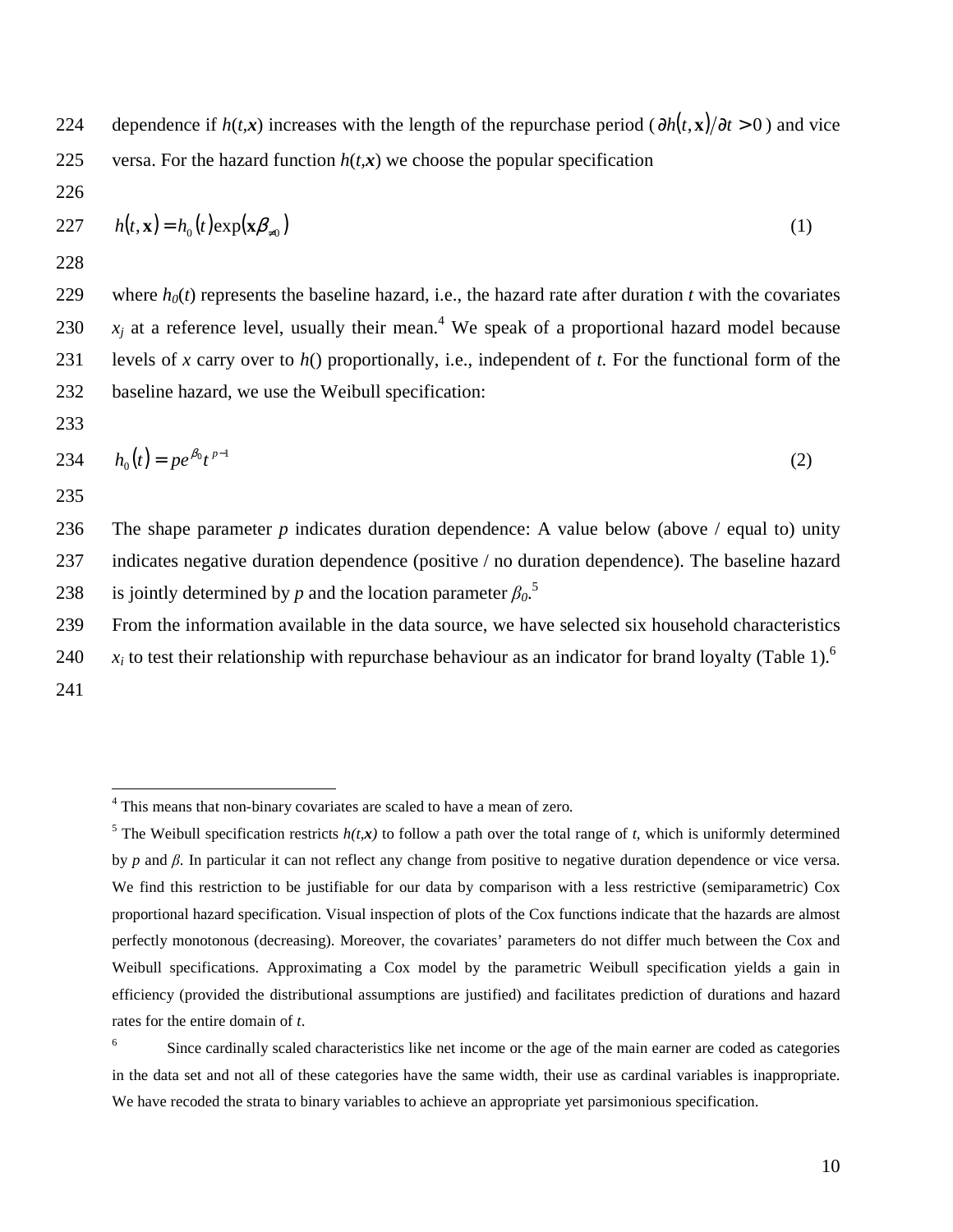dependence if $h(t,\mathbf{x})$ increases with the length of the repurchase period ($\partial h(t,\mathbf{x})/\partial t > 0$) and vice versa. For the hazard function $h(t,\mathbf{x})$ we choose the popular specification

$$h(t,\mathbf{x}) = h_0(t)\exp(\mathbf{x}\beta_{\neq 0}) \quad (1)$$

where $h_0(t)$ represents the baseline hazard, i.e., the hazard rate after duration $t$ with the covariates $x_j$ at a reference level, usually their mean.[4] We speak of a proportional hazard model because levels of $x$ carry over to $h()$ proportionally, i.e., independent of $t$. For the functional form of the baseline hazard, we use the Weibull specification:

$$h_0(t) = pe^{\beta_0}t^{p-1} \quad (2)$$

The shape parameter $p$ indicates duration dependence: A value below (above / equal to) unity indicates negative duration dependence (positive / no duration dependence). The baseline hazard is jointly determined by $p$ and the location parameter $\beta_0$.[5]

From the information available in the data source, we have selected six household characteristics $x_i$ to test their relationship with repurchase behaviour as an indicator for brand loyalty (Table 1).[6]

---

[4] This means that non-binary covariates are scaled to have a mean of zero.

[5] The Weibull specification restricts $h(t,x)$ to follow a path over the total range of $t$, which is uniformly determined by $p$ and $\beta$. In particular it can not reflect any change from positive to negative duration dependence or vice versa. We find this restriction to be justifiable for our data by comparison with a less restrictive (semiparametric) Cox proportional hazard specification. Visual inspection of plots of the Cox functions indicate that the hazards are almost perfectly monotonous (decreasing). Moreover, the covariates' parameters do not differ much between the Cox and Weibull specifications. Approximating a Cox model by the parametric Weibull specification yields a gain in efficiency (provided the distributional assumptions are justified) and facilitates prediction of durations and hazard rates for the entire domain of $t$.

[6] Since cardinally scaled characteristics like net income or the age of the main earner are coded as categories in the data set and not all of these categories have the same width, their use as cardinal variables is inappropriate. We have recoded the strata to binary variables to achieve an appropriate yet parsimonious specification.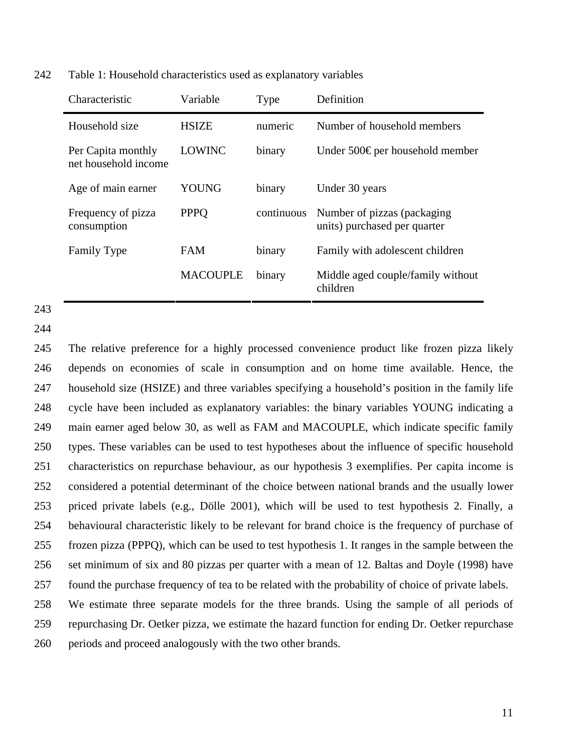Table 1: Household characteristics used as explanatory variables

| Characteristic | Variable | Type | Definition |
| --- | --- | --- | --- |
| Household size | HSIZE | numeric | Number of household members |
| Per Capita monthly net household income | LOWINC | binary | Under 500€ per household member |
| Age of main earner | YOUNG | binary | Under 30 years |
| Frequency of pizza consumption | PPPQ | continuous | Number of pizzas (packaging units) purchased per quarter |
| Family Type | FAM | binary | Family with adolescent children |
| | MACOUPLE | binary | Middle aged couple/family without children |

The relative preference for a highly processed convenience product like frozen pizza likely depends on economies of scale in consumption and on home time available. Hence, the household size (HSIZE) and three variables specifying a household's position in the family life cycle have been included as explanatory variables: the binary variables YOUNG indicating a main earner aged below 30, as well as FAM and MACOUPLE, which indicate specific family types. These variables can be used to test hypotheses about the influence of specific household characteristics on repurchase behaviour, as our hypothesis 3 exemplifies. Per capita income is considered a potential determinant of the choice between national brands and the usually lower priced private labels (e.g., Dölle 2001), which will be used to test hypothesis 2. Finally, a behavioural characteristic likely to be relevant for brand choice is the frequency of purchase of frozen pizza (PPPQ), which can be used to test hypothesis 1. It ranges in the sample between the set minimum of six and 80 pizzas per quarter with a mean of 12. Baltas and Doyle (1998) have found the purchase frequency of tea to be related with the probability of choice of private labels. We estimate three separate models for the three brands. Using the sample of all periods of repurchasing Dr. Oetker pizza, we estimate the hazard function for ending Dr. Oetker repurchase periods and proceed analogously with the two other brands.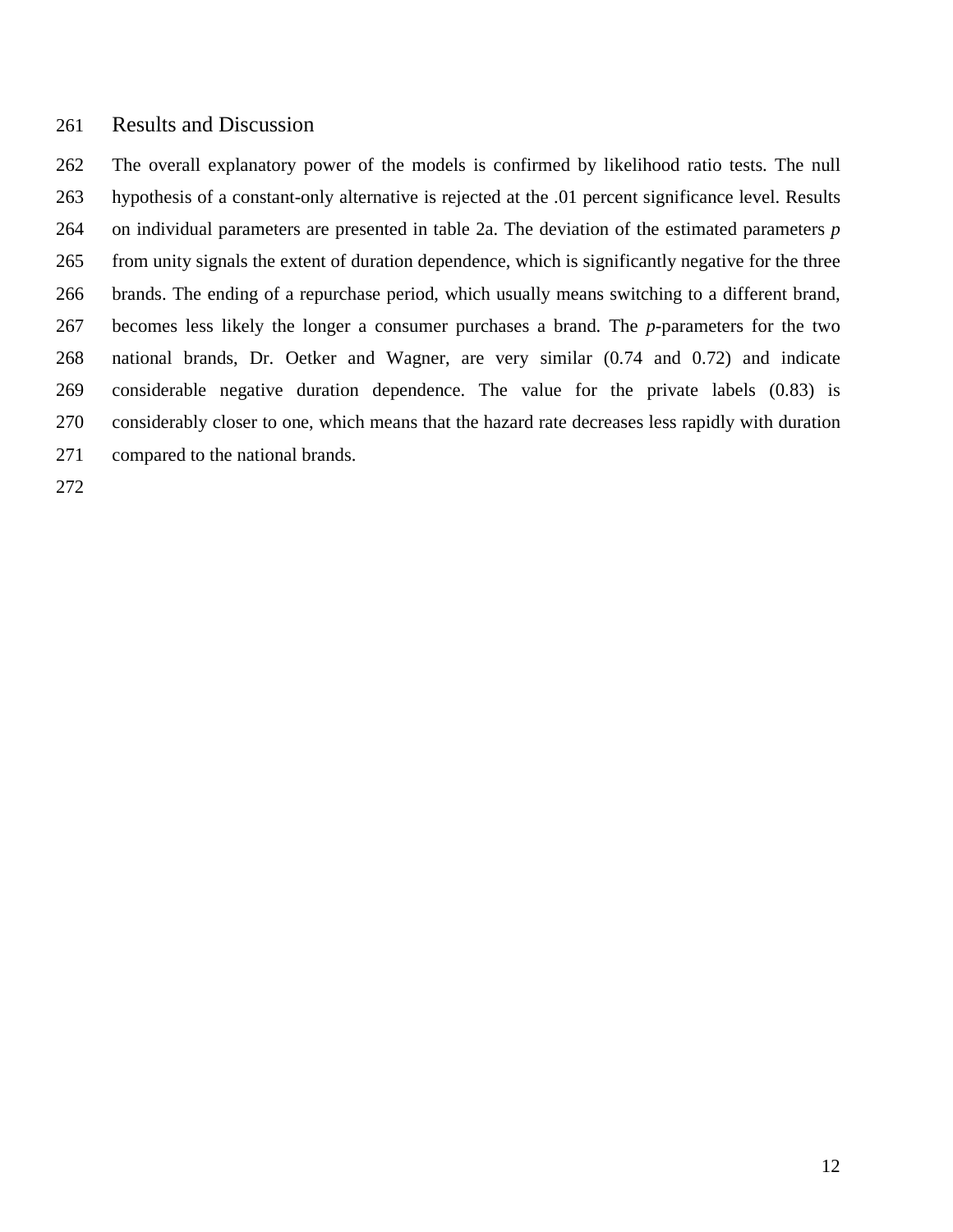## Results and Discussion

The overall explanatory power of the models is confirmed by likelihood ratio tests. The null hypothesis of a constant-only alternative is rejected at the .01 percent significance level. Results on individual parameters are presented in table 2a. The deviation of the estimated parameters $p$ from unity signals the extent of duration dependence, which is significantly negative for the three brands. The ending of a repurchase period, which usually means switching to a different brand, becomes less likely the longer a consumer purchases a brand. The $p$-parameters for the two national brands, Dr. Oetker and Wagner, are very similar (0.74 and 0.72) and indicate considerable negative duration dependence. The value for the private labels (0.83) is considerably closer to one, which means that the hazard rate decreases less rapidly with duration compared to the national brands.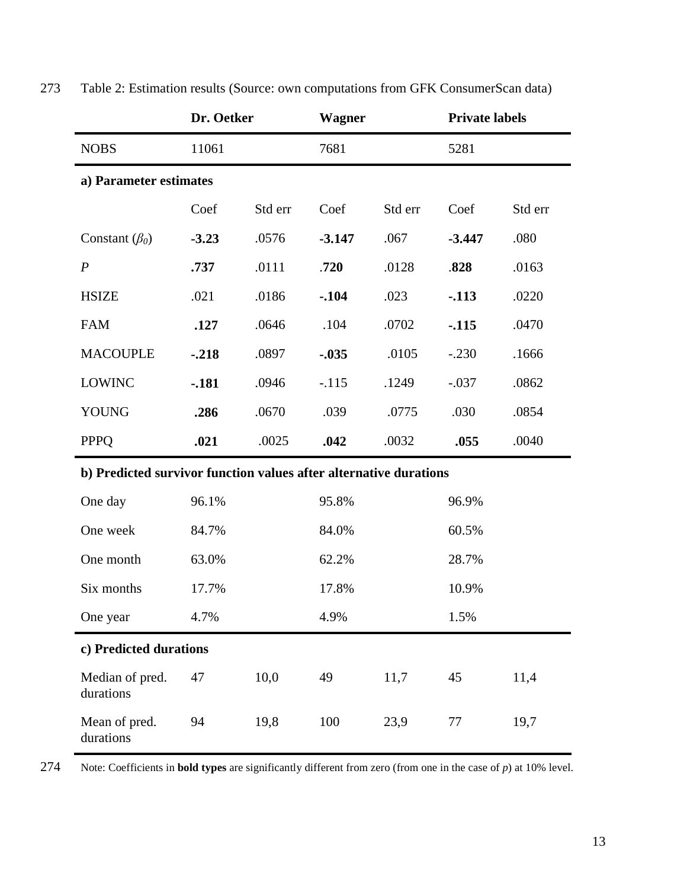Table 2: Estimation results (Source: own computations from GFK ConsumerScan data)

| | **Dr. Oetker** | | **Wagner** | | **Private labels** | |
|---|---|---|---|---|---|---|
| NOBS | 11061 | | 7681 | | 5281 | |
| **a) Parameter estimates** | | | | | | |
| | Coef | Std err | Coef | Std err | Coef | Std err |
| Constant ($\beta_0$) | **-3.23** | .0576 | **-3.147** | .067 | **-3.447** | .080 |
| *P* | **.737** | .0111 | **.720** | .0128 | **.828** | .0163 |
| HSIZE | .021 | .0186 | **-.104** | .023 | **-.113** | .0220 |
| FAM | **.127** | .0646 | .104 | .0702 | **-.115** | .0470 |
| MACOUPLE | **-.218** | .0897 | **-.035** | .0105 | -.230 | .1666 |
| LOWINC | **-.181** | .0946 | -.115 | .1249 | -.037 | .0862 |
| YOUNG | **.286** | .0670 | .039 | .0775 | .030 | .0854 |
| PPPQ | **.021** | .0025 | **.042** | .0032 | **.055** | .0040 |
| **b) Predicted survivor function values after alternative durations** | | | | | | |
| One day | 96.1% | | 95.8% | | 96.9% | |
| One week | 84.7% | | 84.0% | | 60.5% | |
| One month | 63.0% | | 62.2% | | 28.7% | |
| Six months | 17.7% | | 17.8% | | 10.9% | |
| One year | 4.7% | | 4.9% | | 1.5% | |
| **c) Predicted durations** | | | | | | |
| Median of pred. durations | 47 | 10,0 | 49 | 11,7 | 45 | 11,4 |
| Mean of pred. durations | 94 | 19,8 | 100 | 23,9 | 77 | 19,7 |

Note: Coefficients in **bold types** are significantly different from zero (from one in the case of *p*) at 10% level.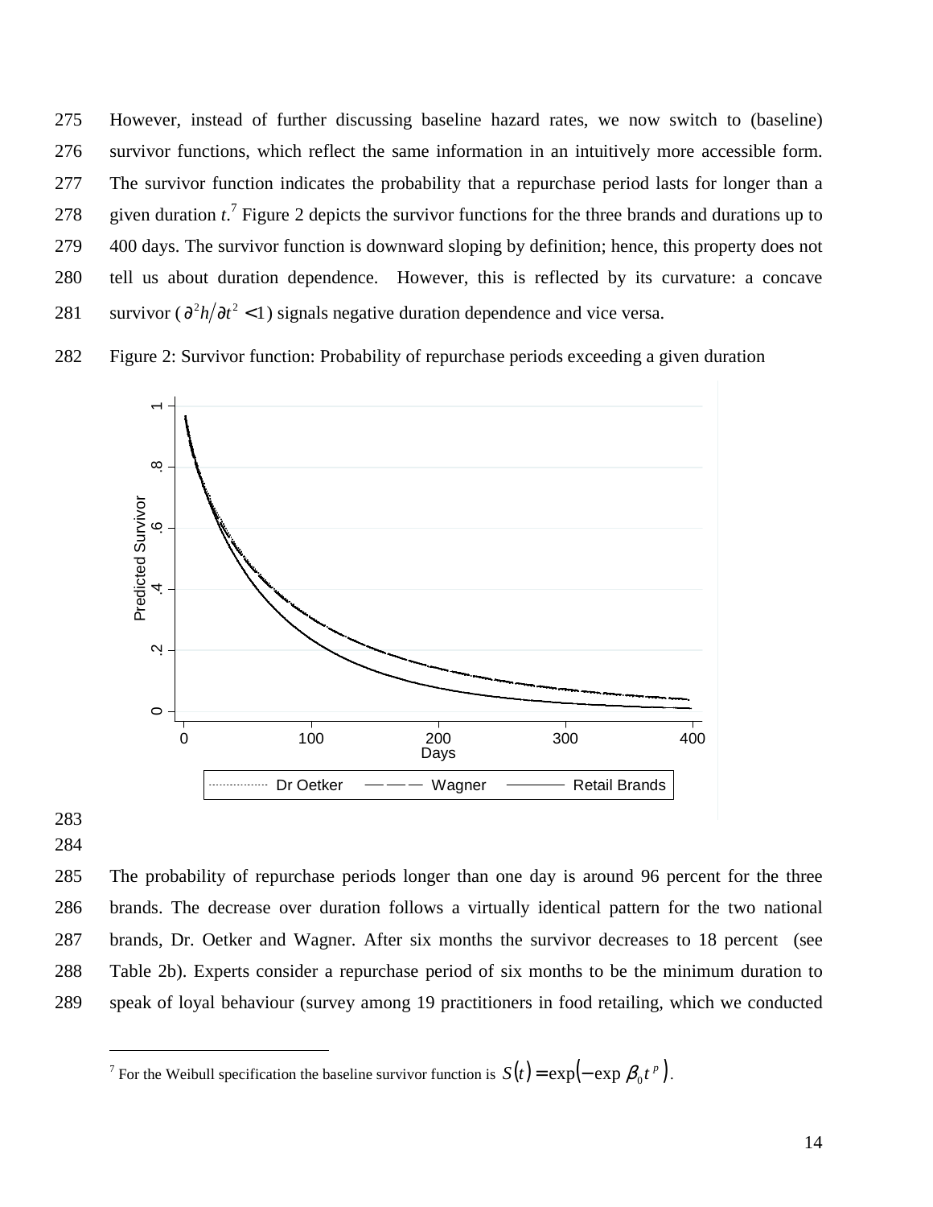However, instead of further discussing baseline hazard rates, we now switch to (baseline) survivor functions, which reflect the same information in an intuitively more accessible form. The survivor function indicates the probability that a repurchase period lasts for longer than a given duration *t*.[7] Figure 2 depicts the survivor functions for the three brands and durations up to 400 days. The survivor function is downward sloping by definition; hence, this property does not tell us about duration dependence. However, this is reflected by its curvature: a concave survivor ($\partial^2 h / \partial t^2 < 1$) signals negative duration dependence and vice versa.

Figure 2: Survivor function: Probability of repurchase periods exceeding a given duration

The probability of repurchase periods longer than one day is around 96 percent for the three brands. The decrease over duration follows a virtually identical pattern for the two national brands, Dr. Oetker and Wagner. After six months the survivor decreases to 18 percent (see Table 2b). Experts consider a repurchase period of six months to be the minimum duration to speak of loyal behaviour (survey among 19 practitioners in food retailing, which we conducted

---

[7] For the Weibull specification the baseline survivor function is $S(t) = \exp(-\exp \beta_0 t^p)$.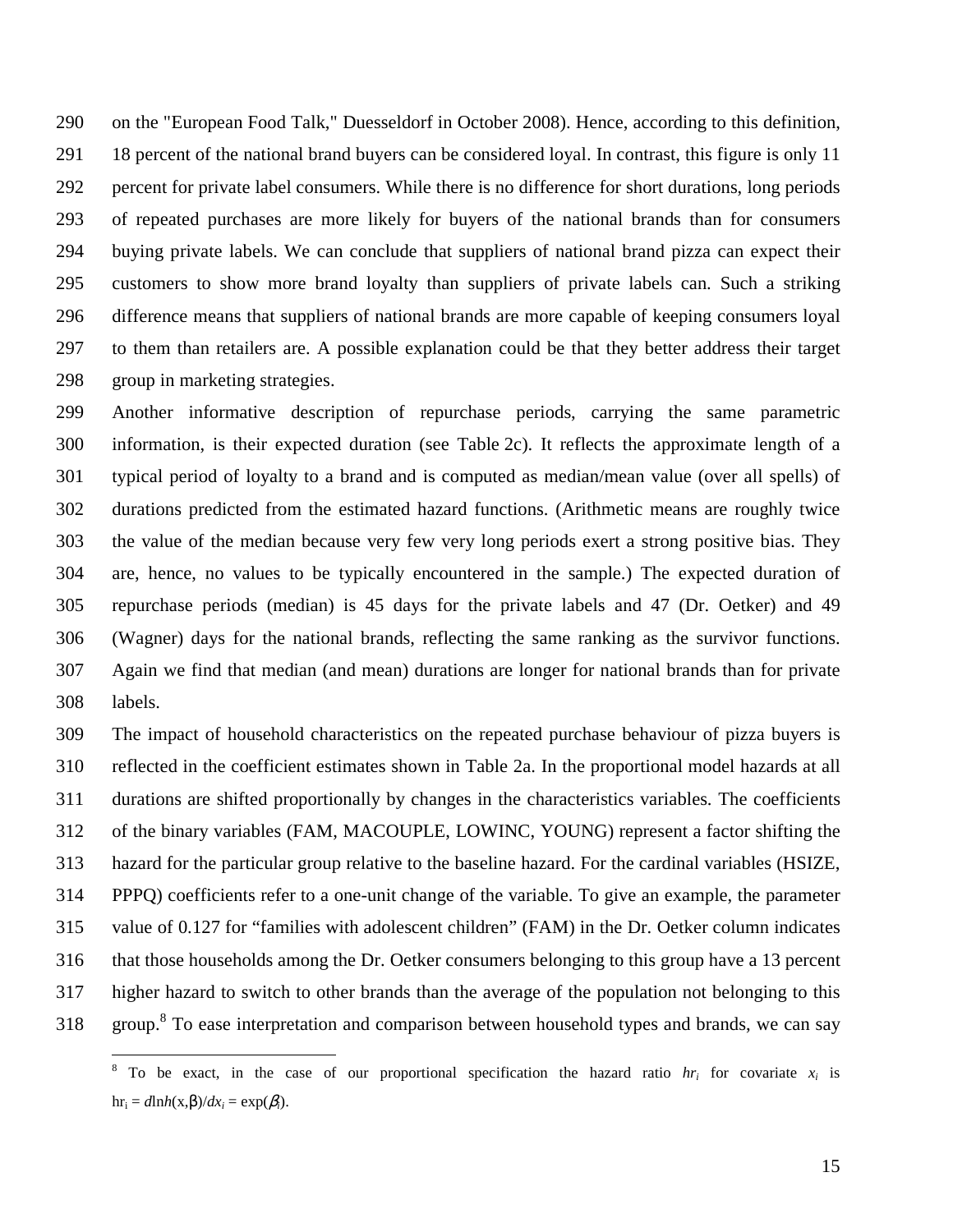on the "European Food Talk," Duesseldorf in October 2008). Hence, according to this definition, 18 percent of the national brand buyers can be considered loyal. In contrast, this figure is only 11 percent for private label consumers. While there is no difference for short durations, long periods of repeated purchases are more likely for buyers of the national brands than for consumers buying private labels. We can conclude that suppliers of national brand pizza can expect their customers to show more brand loyalty than suppliers of private labels can. Such a striking difference means that suppliers of national brands are more capable of keeping consumers loyal to them than retailers are. A possible explanation could be that they better address their target group in marketing strategies.

Another informative description of repurchase periods, carrying the same parametric information, is their expected duration (see Table 2c). It reflects the approximate length of a typical period of loyalty to a brand and is computed as median/mean value (over all spells) of durations predicted from the estimated hazard functions. (Arithmetic means are roughly twice the value of the median because very few very long periods exert a strong positive bias. They are, hence, no values to be typically encountered in the sample.) The expected duration of repurchase periods (median) is 45 days for the private labels and 47 (Dr. Oetker) and 49 (Wagner) days for the national brands, reflecting the same ranking as the survivor functions. Again we find that median (and mean) durations are longer for national brands than for private labels.

The impact of household characteristics on the repeated purchase behaviour of pizza buyers is reflected in the coefficient estimates shown in Table 2a. In the proportional model hazards at all durations are shifted proportionally by changes in the characteristics variables. The coefficients of the binary variables (FAM, MACOUPLE, LOWINC, YOUNG) represent a factor shifting the hazard for the particular group relative to the baseline hazard. For the cardinal variables (HSIZE, PPPQ) coefficients refer to a one-unit change of the variable. To give an example, the parameter value of 0.127 for "families with adolescent children" (FAM) in the Dr. Oetker column indicates that those households among the Dr. Oetker consumers belonging to this group have a 13 percent higher hazard to switch to other brands than the average of the population not belonging to this group.[8] To ease interpretation and comparison between household types and brands, we can say

---

[8] To be exact, in the case of our proportional specification the hazard ratio $hr_i$ for covariate $x_i$ is $\text{hr}_i = d\ln h(\text{x},\beta)/dx_i = \exp(\beta_i)$.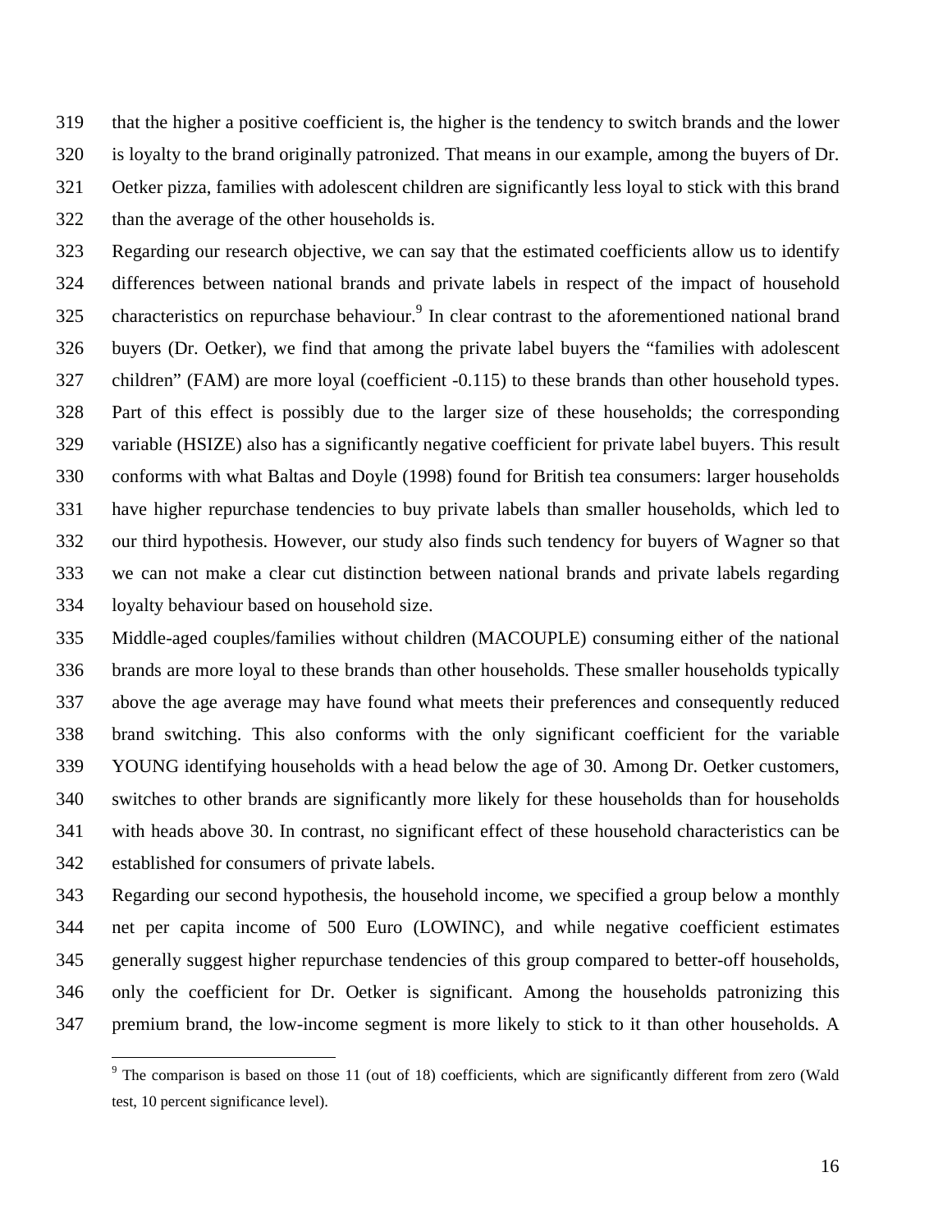that the higher a positive coefficient is, the higher is the tendency to switch brands and the lower is loyalty to the brand originally patronized. That means in our example, among the buyers of Dr. Oetker pizza, families with adolescent children are significantly less loyal to stick with this brand than the average of the other households is.

Regarding our research objective, we can say that the estimated coefficients allow us to identify differences between national brands and private labels in respect of the impact of household characteristics on repurchase behaviour.[9] In clear contrast to the aforementioned national brand buyers (Dr. Oetker), we find that among the private label buyers the "families with adolescent children" (FAM) are more loyal (coefficient -0.115) to these brands than other household types. Part of this effect is possibly due to the larger size of these households; the corresponding variable (HSIZE) also has a significantly negative coefficient for private label buyers. This result conforms with what Baltas and Doyle (1998) found for British tea consumers: larger households have higher repurchase tendencies to buy private labels than smaller households, which led to our third hypothesis. However, our study also finds such tendency for buyers of Wagner so that we can not make a clear cut distinction between national brands and private labels regarding loyalty behaviour based on household size.

Middle-aged couples/families without children (MACOUPLE) consuming either of the national brands are more loyal to these brands than other households. These smaller households typically above the age average may have found what meets their preferences and consequently reduced brand switching. This also conforms with the only significant coefficient for the variable YOUNG identifying households with a head below the age of 30. Among Dr. Oetker customers, switches to other brands are significantly more likely for these households than for households with heads above 30. In contrast, no significant effect of these household characteristics can be established for consumers of private labels.

Regarding our second hypothesis, the household income, we specified a group below a monthly net per capita income of 500 Euro (LOWINC), and while negative coefficient estimates generally suggest higher repurchase tendencies of this group compared to better-off households, only the coefficient for Dr. Oetker is significant. Among the households patronizing this premium brand, the low-income segment is more likely to stick to it than other households. A

---

[9] The comparison is based on those 11 (out of 18) coefficients, which are significantly different from zero (Wald test, 10 percent significance level).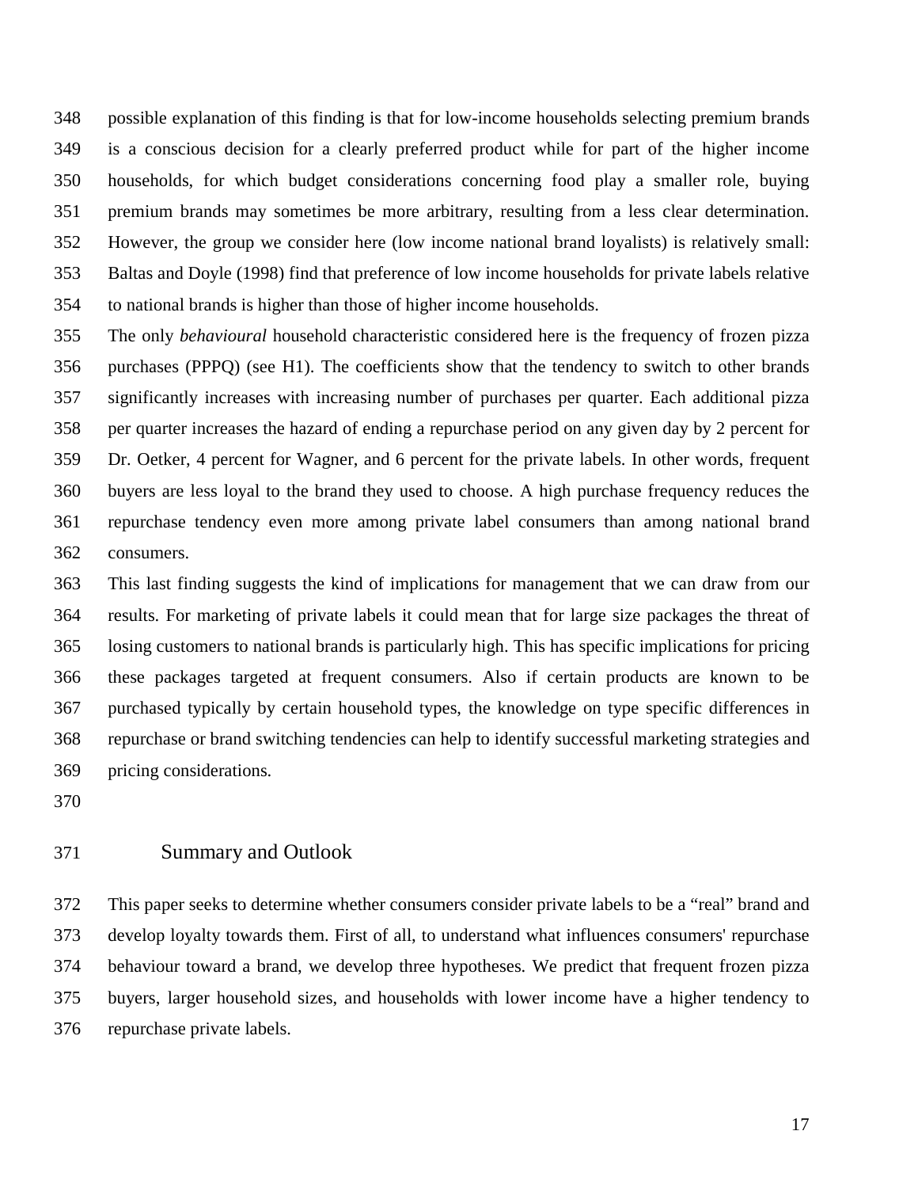possible explanation of this finding is that for low-income households selecting premium brands is a conscious decision for a clearly preferred product while for part of the higher income households, for which budget considerations concerning food play a smaller role, buying premium brands may sometimes be more arbitrary, resulting from a less clear determination. However, the group we consider here (low income national brand loyalists) is relatively small: Baltas and Doyle (1998) find that preference of low income households for private labels relative to national brands is higher than those of higher income households.

The only *behavioural* household characteristic considered here is the frequency of frozen pizza purchases (PPPQ) (see H1). The coefficients show that the tendency to switch to other brands significantly increases with increasing number of purchases per quarter. Each additional pizza per quarter increases the hazard of ending a repurchase period on any given day by 2 percent for Dr. Oetker, 4 percent for Wagner, and 6 percent for the private labels. In other words, frequent buyers are less loyal to the brand they used to choose. A high purchase frequency reduces the repurchase tendency even more among private label consumers than among national brand consumers.

This last finding suggests the kind of implications for management that we can draw from our results. For marketing of private labels it could mean that for large size packages the threat of losing customers to national brands is particularly high. This has specific implications for pricing these packages targeted at frequent consumers. Also if certain products are known to be purchased typically by certain household types, the knowledge on type specific differences in repurchase or brand switching tendencies can help to identify successful marketing strategies and pricing considerations.

## Summary and Outlook

This paper seeks to determine whether consumers consider private labels to be a "real" brand and develop loyalty towards them. First of all, to understand what influences consumers' repurchase behaviour toward a brand, we develop three hypotheses. We predict that frequent frozen pizza buyers, larger household sizes, and households with lower income have a higher tendency to repurchase private labels.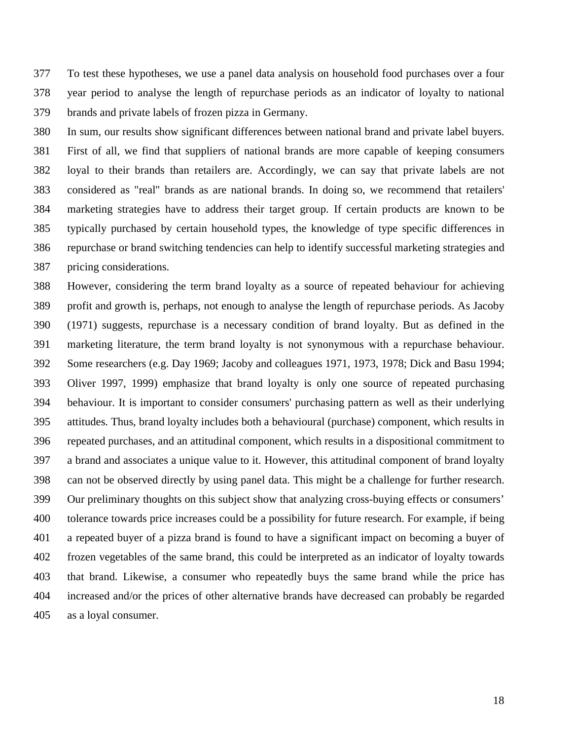To test these hypotheses, we use a panel data analysis on household food purchases over a four year period to analyse the length of repurchase periods as an indicator of loyalty to national brands and private labels of frozen pizza in Germany.

In sum, our results show significant differences between national brand and private label buyers. First of all, we find that suppliers of national brands are more capable of keeping consumers loyal to their brands than retailers are. Accordingly, we can say that private labels are not considered as "real" brands as are national brands. In doing so, we recommend that retailers' marketing strategies have to address their target group. If certain products are known to be typically purchased by certain household types, the knowledge of type specific differences in repurchase or brand switching tendencies can help to identify successful marketing strategies and pricing considerations.

However, considering the term brand loyalty as a source of repeated behaviour for achieving profit and growth is, perhaps, not enough to analyse the length of repurchase periods. As Jacoby (1971) suggests, repurchase is a necessary condition of brand loyalty. But as defined in the marketing literature, the term brand loyalty is not synonymous with a repurchase behaviour. Some researchers (e.g. Day 1969; Jacoby and colleagues 1971, 1973, 1978; Dick and Basu 1994; Oliver 1997, 1999) emphasize that brand loyalty is only one source of repeated purchasing behaviour. It is important to consider consumers' purchasing pattern as well as their underlying attitudes. Thus, brand loyalty includes both a behavioural (purchase) component, which results in repeated purchases, and an attitudinal component, which results in a dispositional commitment to a brand and associates a unique value to it. However, this attitudinal component of brand loyalty can not be observed directly by using panel data. This might be a challenge for further research. Our preliminary thoughts on this subject show that analyzing cross-buying effects or consumers' tolerance towards price increases could be a possibility for future research. For example, if being a repeated buyer of a pizza brand is found to have a significant impact on becoming a buyer of frozen vegetables of the same brand, this could be interpreted as an indicator of loyalty towards that brand. Likewise, a consumer who repeatedly buys the same brand while the price has increased and/or the prices of other alternative brands have decreased can probably be regarded as a loyal consumer.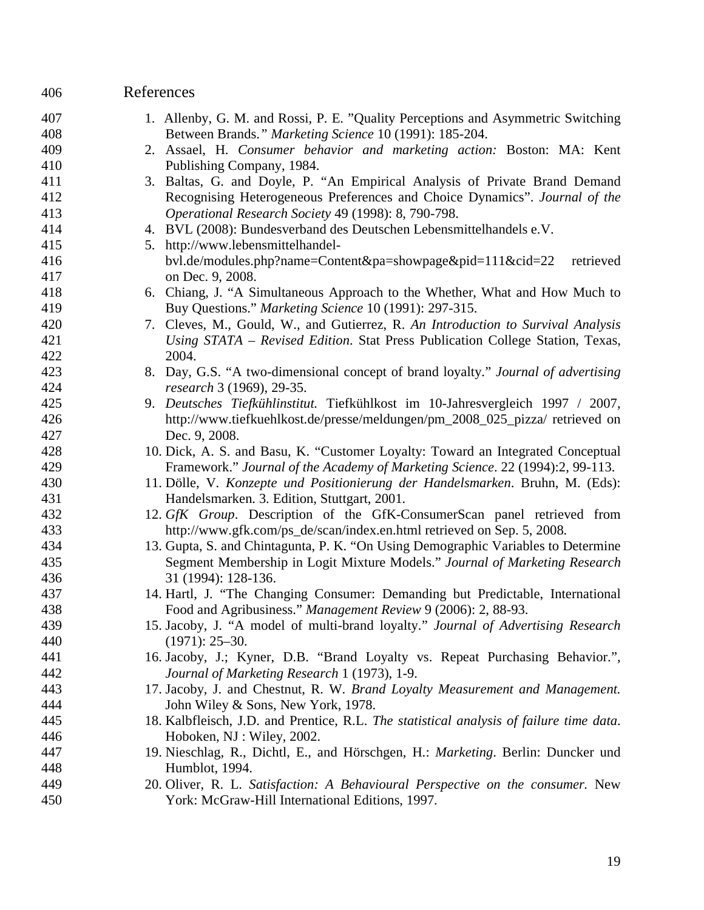# References

1. Allenby, G. M. and Rossi, P. E. ”Quality Perceptions and Asymmetric Switching Between Brands.*” Marketing Science* 10 (1991): 185-204.
2. Assael, H. *Consumer behavior and marketing action:* Boston: MA: Kent Publishing Company, 1984.
3. Baltas, G. and Doyle, P. “An Empirical Analysis of Private Brand Demand Recognising Heterogeneous Preferences and Choice Dynamics”. *Journal of the Operational Research Society* 49 (1998): 8, 790-798.
4. BVL (2008): Bundesverband des Deutschen Lebensmittelhandels e.V.
5. http://www.lebensmittelhandel-bvl.de/modules.php?name=Content&pa=showpage&pid=111&cid=22 retrieved on Dec. 9, 2008.
6. Chiang, J. “A Simultaneous Approach to the Whether, What and How Much to Buy Questions.” *Marketing Science* 10 (1991): 297-315.
7. Cleves, M., Gould, W., and Gutierrez, R. *An Introduction to Survival Analysis Using STATA – Revised Edition*. Stat Press Publication College Station, Texas, 2004.
8. Day, G.S. “A two-dimensional concept of brand loyalty.” *Journal of advertising research* 3 (1969), 29-35.
9. *Deutsches Tiefkühlinstitut.* Tiefkühlkost im 10-Jahresvergleich 1997 / 2007, http://www.tiefkuehlkost.de/presse/meldungen/pm_2008_025_pizza/ retrieved on Dec. 9, 2008.
10. Dick, A. S. and Basu, K. “Customer Loyalty: Toward an Integrated Conceptual Framework.” *Journal of the Academy of Marketing Science*. 22 (1994):2, 99-113.
11. Dölle, V. *Konzepte und Positionierung der Handelsmarken*. Bruhn, M. (Eds): Handelsmarken. 3. Edition, Stuttgart, 2001.
12. *GfK Group*. Description of the GfK-ConsumerScan panel retrieved from http://www.gfk.com/ps_de/scan/index.en.html retrieved on Sep. 5, 2008.
13. Gupta, S. and Chintagunta, P. K. “On Using Demographic Variables to Determine Segment Membership in Logit Mixture Models.” *Journal of Marketing Research* 31 (1994): 128-136.
14. Hartl, J. “The Changing Consumer: Demanding but Predictable, International Food and Agribusiness.” *Management Review* 9 (2006): 2, 88-93.
15. Jacoby, J. “A model of multi-brand loyalty.” *Journal of Advertising Research* (1971): 25–30.
16. Jacoby, J.; Kyner, D.B. “Brand Loyalty vs. Repeat Purchasing Behavior.”, *Journal of Marketing Research* 1 (1973), 1-9.
17. Jacoby, J. and Chestnut, R. W. *Brand Loyalty Measurement and Management.* John Wiley & Sons, New York, 1978.
18. Kalbfleisch, J.D. and Prentice, R.L. *The statistical analysis of failure time data*. Hoboken, NJ : Wiley, 2002.
19. Nieschlag, R., Dichtl, E., and Hörschgen, H.: *Marketing*. Berlin: Duncker und Humblot, 1994.
20. Oliver, R. L. *Satisfaction: A Behavioural Perspective on the consumer.* New York: McGraw-Hill International Editions, 1997.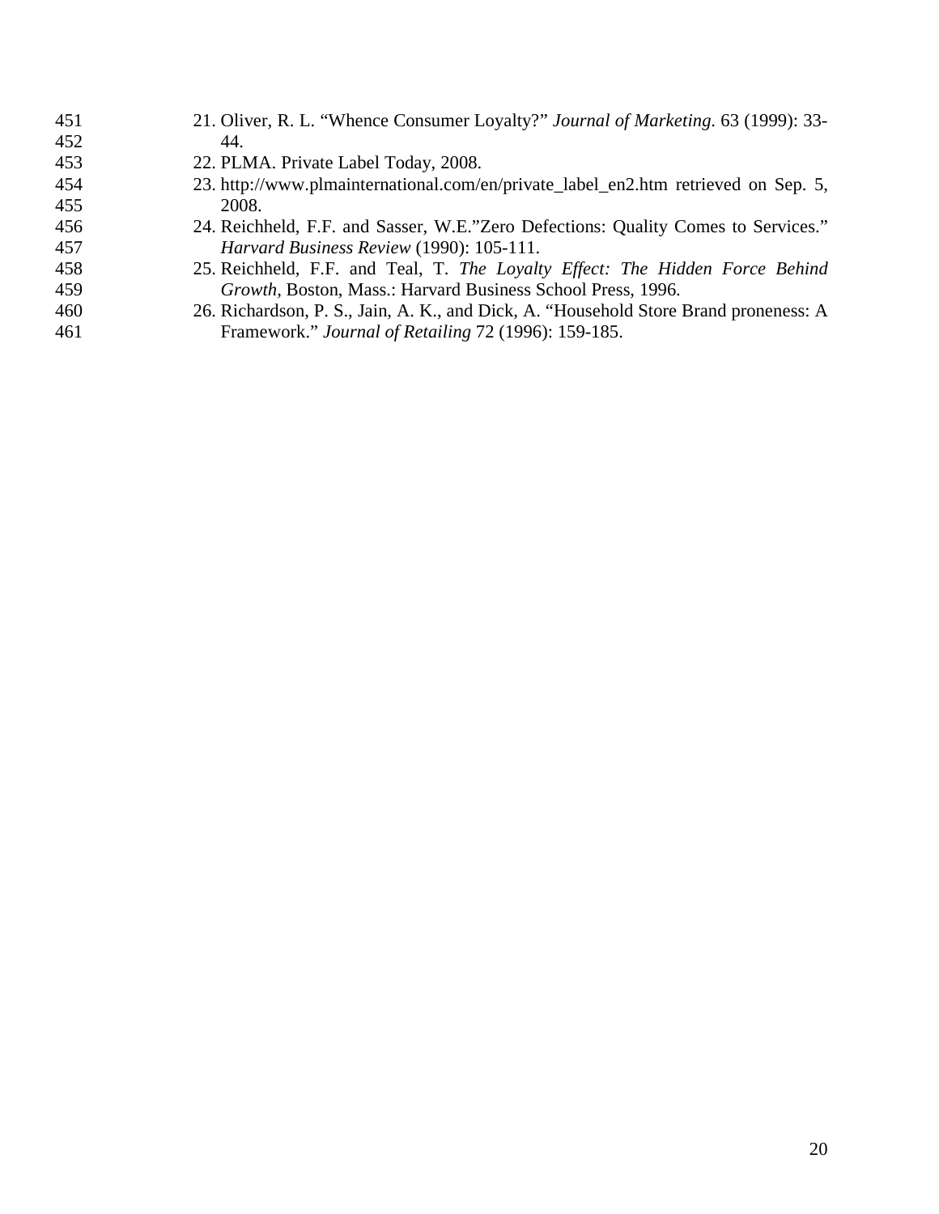21. Oliver, R. L. “Whence Consumer Loyalty?” *Journal of Marketing*. 63 (1999): 33-44.
22. PLMA. Private Label Today, 2008.
23. http://www.plmainternational.com/en/private_label_en2.htm retrieved on Sep. 5, 2008.
24. Reichheld, F.F. and Sasser, W.E.”Zero Defections: Quality Comes to Services.” *Harvard Business Review* (1990): 105-111.
25. Reichheld, F.F. and Teal, T. *The Loyalty Effect: The Hidden Force Behind Growth*, Boston, Mass.: Harvard Business School Press, 1996.
26. Richardson, P. S., Jain, A. K., and Dick, A. “Household Store Brand proneness: A Framework.” *Journal of Retailing* 72 (1996): 159-185.